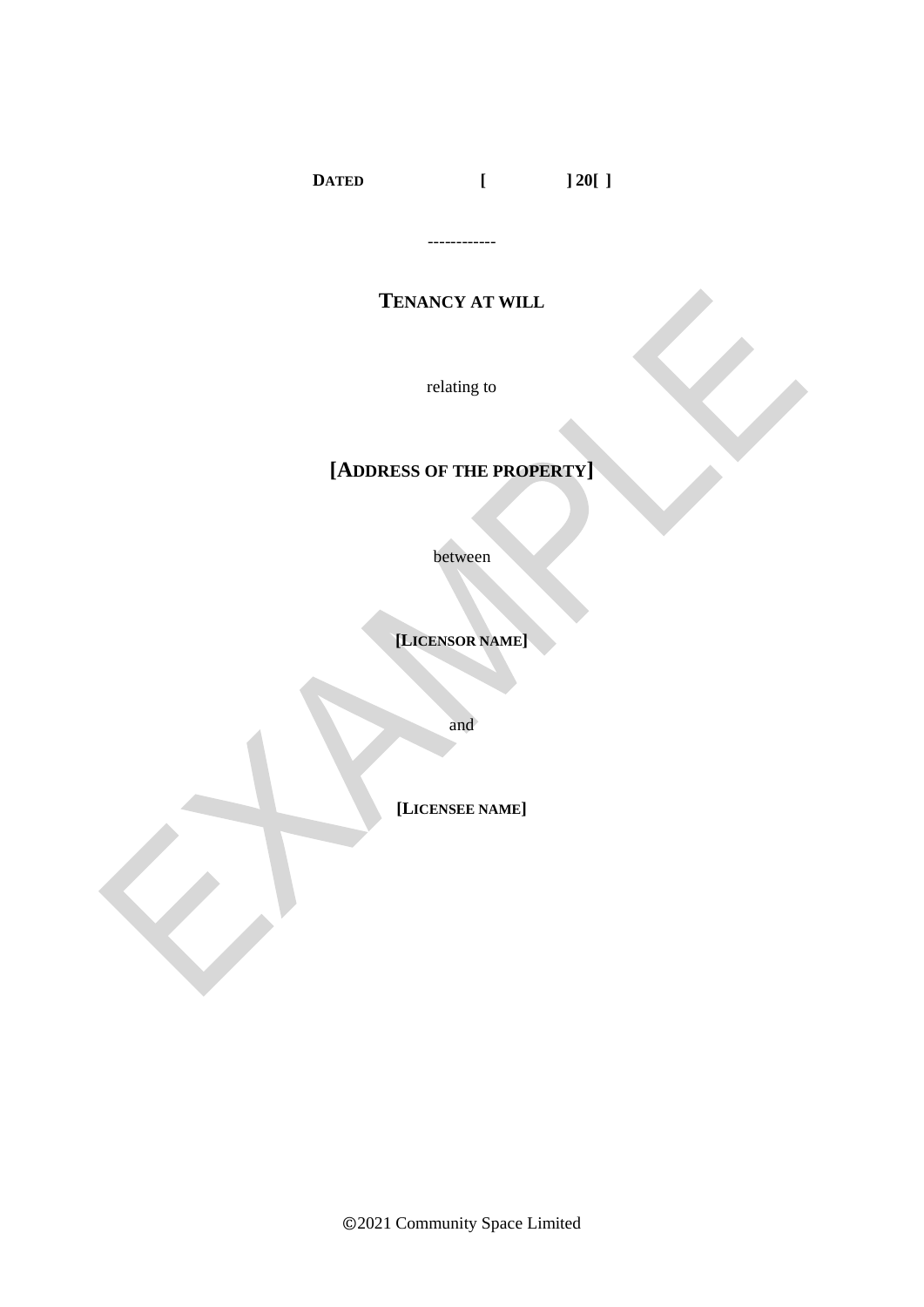**DATED** [ ] 20[ ]

------------

# TENANCY AT WILL

relating to

## [ADDRESS OF THE PROPERTY]

between

**[LICENSOR NAME]**

and

**[LICENSEE NAME]**

©2021 Community Space Limited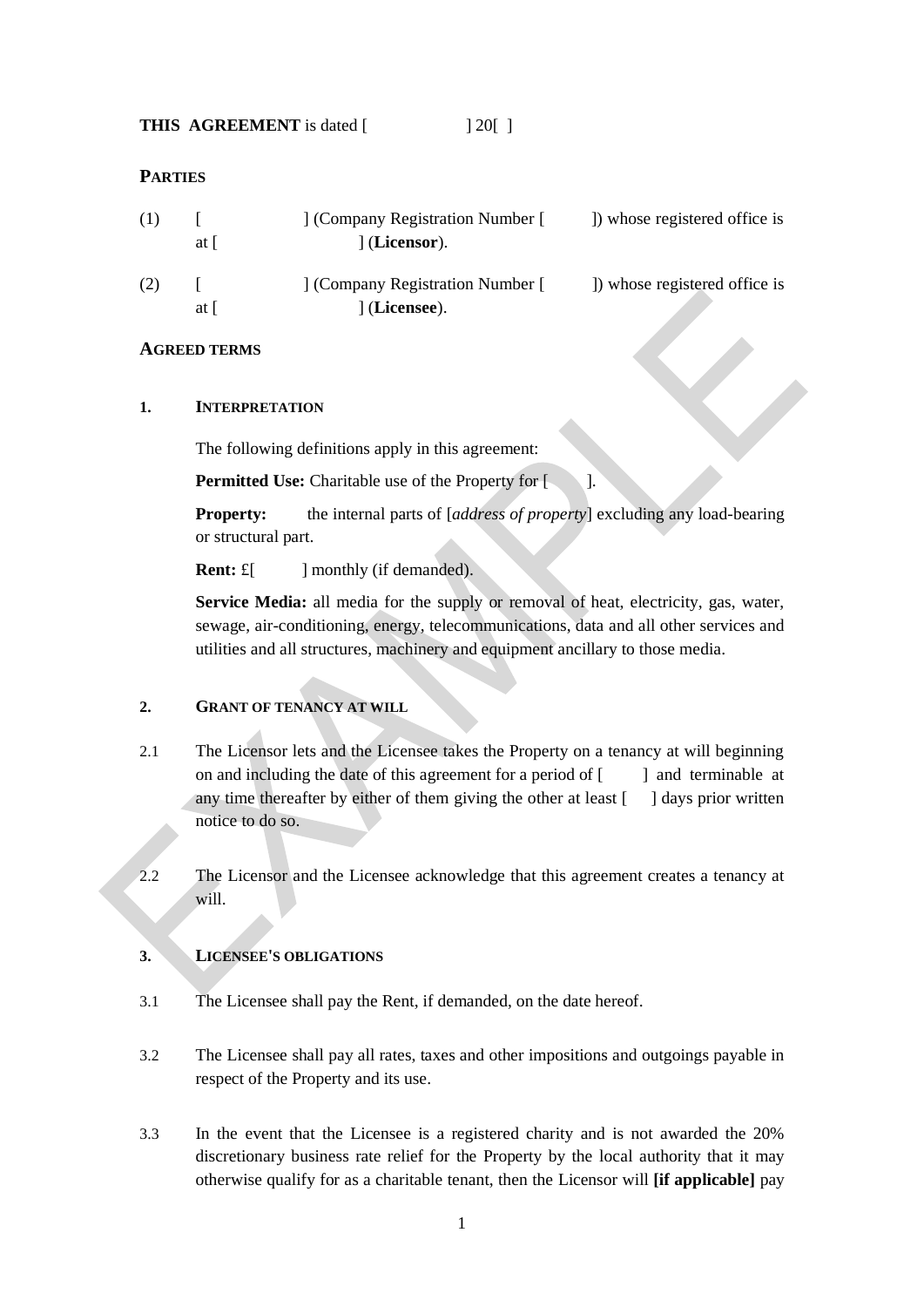**THIS AGREEMENT** is dated [ ] 20[ ]

**PARTIES**

(1) [ ] (Company Registration Number [ ]) whose registered office is at [ ] (**Licensor**).

(2) [ ] (Company Registration Number [ ]) whose registered office is at [ ] (**Licensee**).

**AGREED TERMS**

**1. INTERPRETATION**

The following definitions apply in this agreement:

**Permitted Use:** Charitable use of the Property for [ ].

**Property:** the internal parts of [*address of property*] excluding any load-bearing or structural part.

**Rent:** £[ ] monthly (if demanded).

**Service Media:** all media for the supply or removal of heat, electricity, gas, water, sewage, air-conditioning, energy, telecommunications, data and all other services and utilities and all structures, machinery and equipment ancillary to those media.

**2. GRANT OF TENANCY AT WILL**

2.1 The Licensor lets and the Licensee takes the Property on a tenancy at will beginning on and including the date of this agreement for a period of [ ] and terminable at any time thereafter by either of them giving the other at least [ ] days prior written notice to do so.

2.2 The Licensor and the Licensee acknowledge that this agreement creates a tenancy at will.

**3. LICENSEE'S OBLIGATIONS**

3.1 The Licensee shall pay the Rent, if demanded, on the date hereof.

3.2 The Licensee shall pay all rates, taxes and other impositions and outgoings payable in respect of the Property and its use.

3.3 In the event that the Licensee is a registered charity and is not awarded the 20% discretionary business rate relief for the Property by the local authority that it may otherwise qualify for as a charitable tenant, then the Licensor will **[if applicable]** pay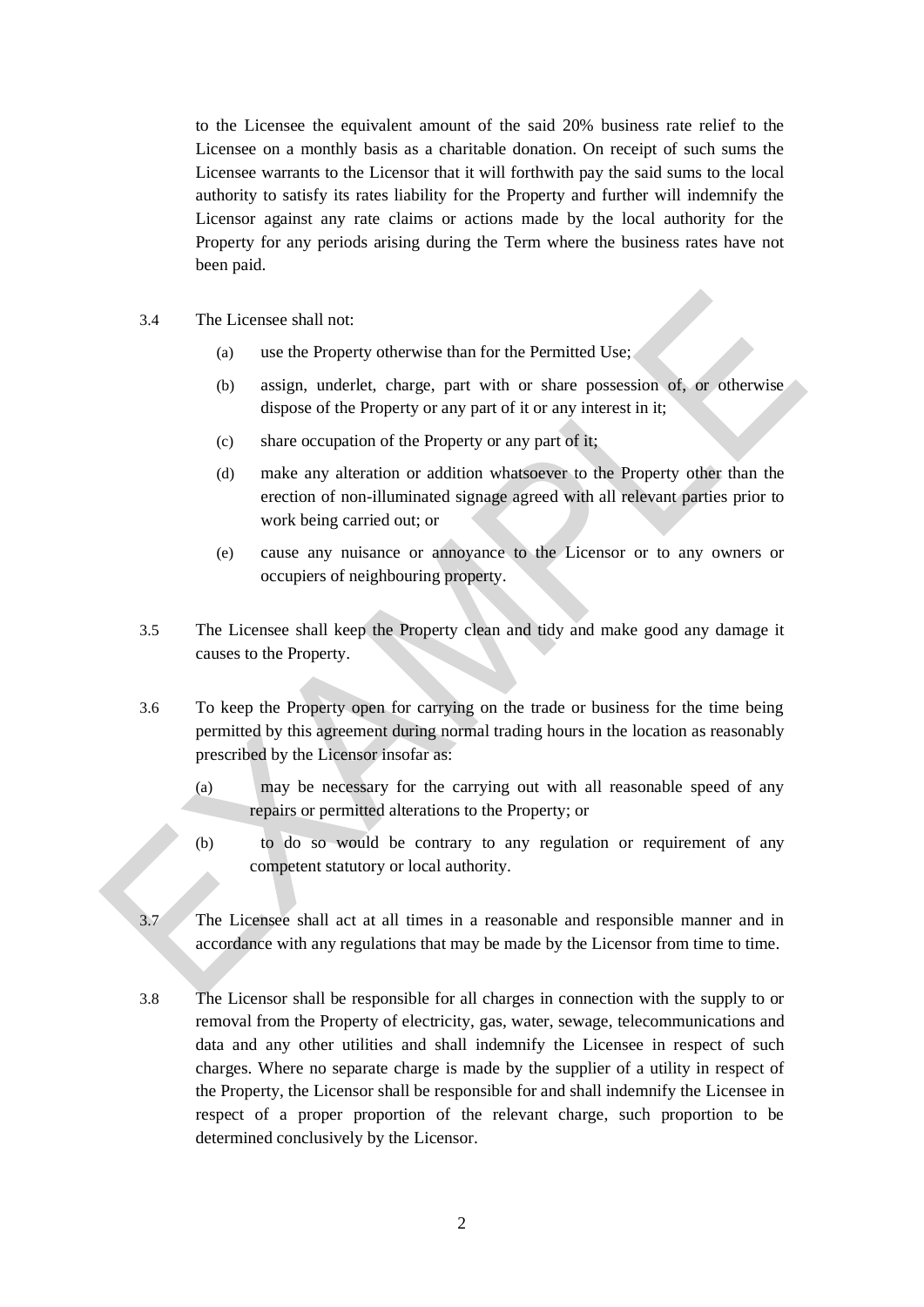to the Licensee the equivalent amount of the said 20% business rate relief to the Licensee on a monthly basis as a charitable donation. On receipt of such sums the Licensee warrants to the Licensor that it will forthwith pay the said sums to the local authority to satisfy its rates liability for the Property and further will indemnify the Licensor against any rate claims or actions made by the local authority for the Property for any periods arising during the Term where the business rates have not been paid.

3.4 The Licensee shall not:

(a) use the Property otherwise than for the Permitted Use;

(b) assign, underlet, charge, part with or share possession of, or otherwise dispose of the Property or any part of it or any interest in it;

(c) share occupation of the Property or any part of it;

(d) make any alteration or addition whatsoever to the Property other than the erection of non-illuminated signage agreed with all relevant parties prior to work being carried out; or

(e) cause any nuisance or annoyance to the Licensor or to any owners or occupiers of neighbouring property.

3.5 The Licensee shall keep the Property clean and tidy and make good any damage it causes to the Property.

3.6 To keep the Property open for carrying on the trade or business for the time being permitted by this agreement during normal trading hours in the location as reasonably prescribed by the Licensor insofar as:

(a) may be necessary for the carrying out with all reasonable speed of any repairs or permitted alterations to the Property; or

(b) to do so would be contrary to any regulation or requirement of any competent statutory or local authority.

3.7 The Licensee shall act at all times in a reasonable and responsible manner and in accordance with any regulations that may be made by the Licensor from time to time.

3.8 The Licensor shall be responsible for all charges in connection with the supply to or removal from the Property of electricity, gas, water, sewage, telecommunications and data and any other utilities and shall indemnify the Licensee in respect of such charges. Where no separate charge is made by the supplier of a utility in respect of the Property, the Licensor shall be responsible for and shall indemnify the Licensee in respect of a proper proportion of the relevant charge, such proportion to be determined conclusively by the Licensor.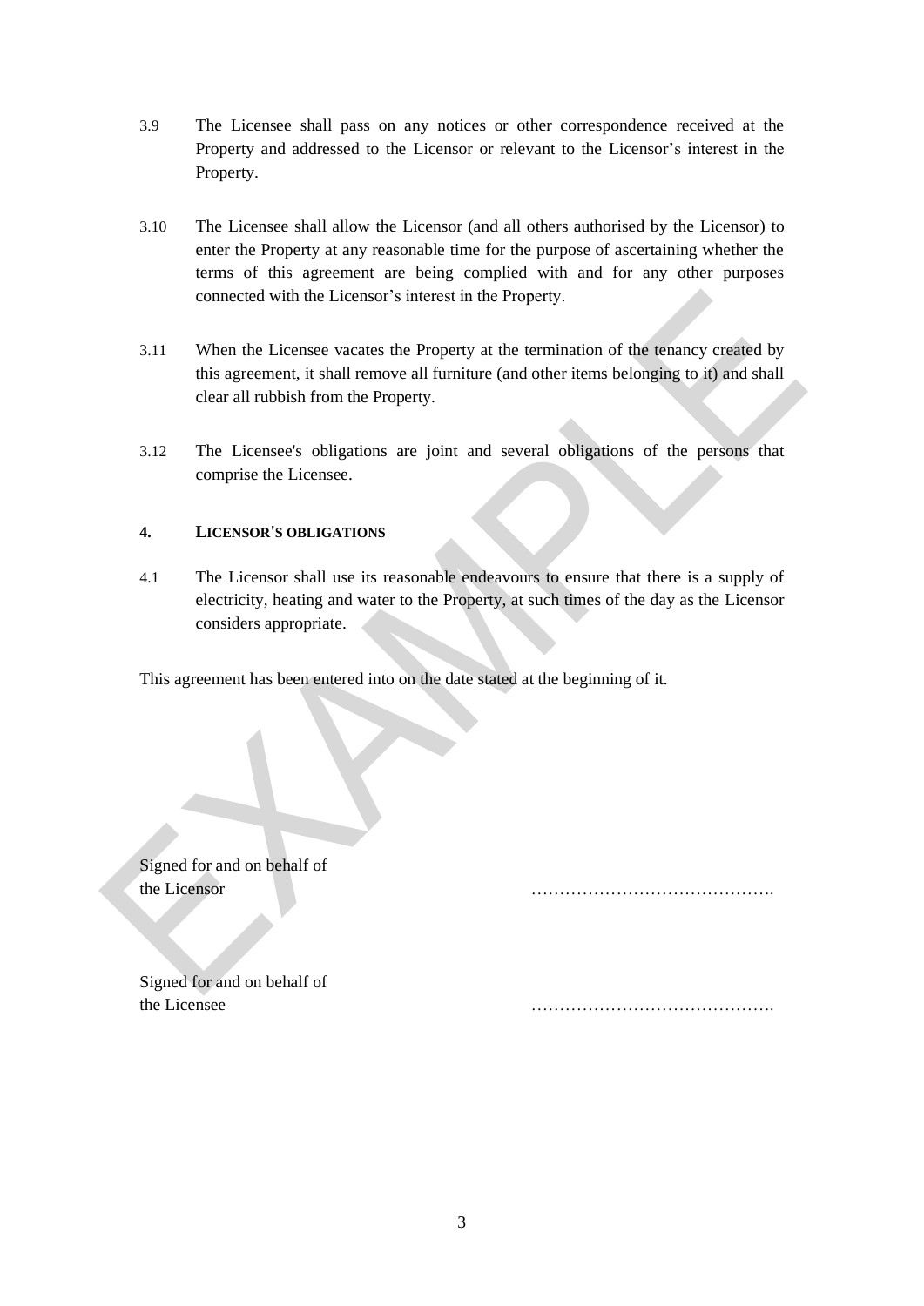3.9 The Licensee shall pass on any notices or other correspondence received at the Property and addressed to the Licensor or relevant to the Licensor's interest in the Property.

3.10 The Licensee shall allow the Licensor (and all others authorised by the Licensor) to enter the Property at any reasonable time for the purpose of ascertaining whether the terms of this agreement are being complied with and for any other purposes connected with the Licensor's interest in the Property.

3.11 When the Licensee vacates the Property at the termination of the tenancy created by this agreement, it shall remove all furniture (and other items belonging to it) and shall clear all rubbish from the Property.

3.12 The Licensee's obligations are joint and several obligations of the persons that comprise the Licensee.

**4. LICENSOR'S OBLIGATIONS**

4.1 The Licensor shall use its reasonable endeavours to ensure that there is a supply of electricity, heating and water to the Property, at such times of the day as the Licensor considers appropriate.

This agreement has been entered into on the date stated at the beginning of it.

Signed for and on behalf of
the Licensor ……………………………………

Signed for and on behalf of
the Licensee ……………………………………